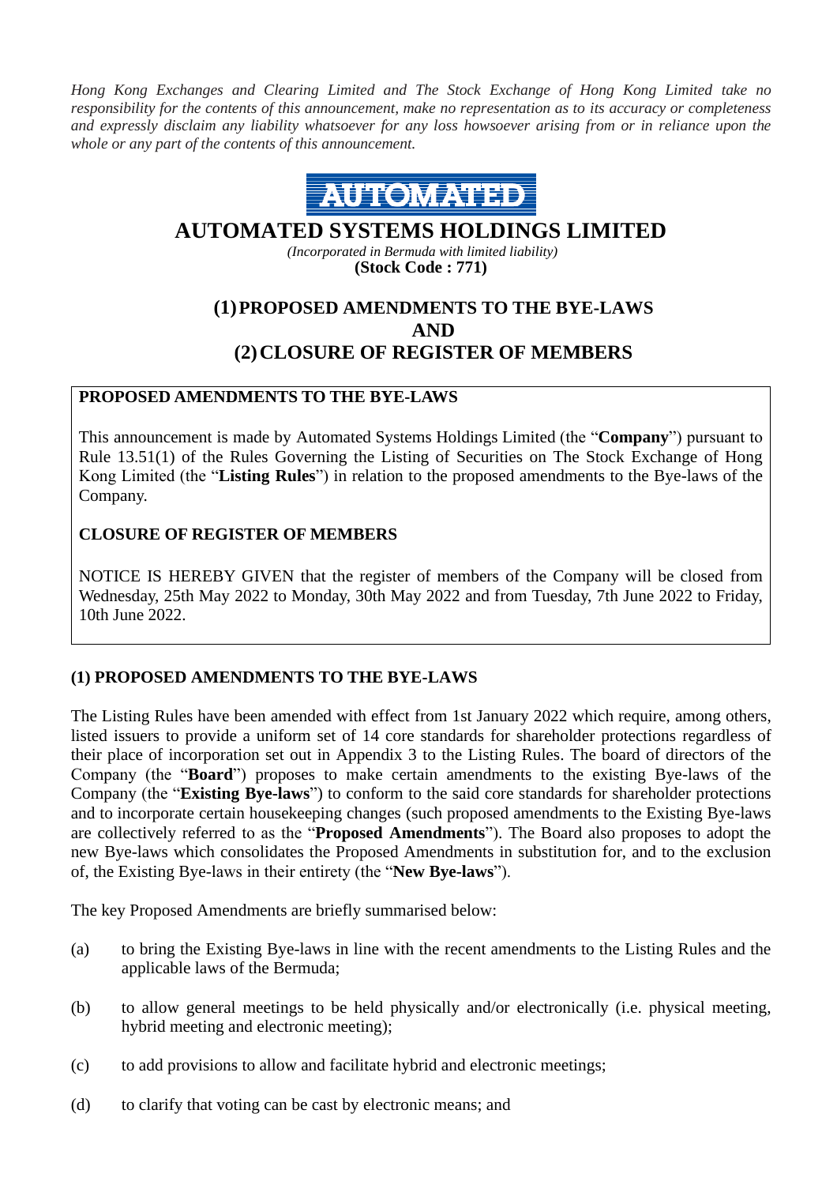*Hong Kong Exchanges and Clearing Limited and The Stock Exchange of Hong Kong Limited take no responsibility for the contents of this announcement, make no representation as to its accuracy or completeness and expressly disclaim any liability whatsoever for any loss howsoever arising from or in reliance upon the whole or any part of the contents of this announcement.*

AUTOMATED

# AUTOMATED SYSTEMS HOLDINGS LIMITED

*(Incorporated in Bermuda with limited liability)*

**(Stock Code : 771)**

## (1) PROPOSED AMENDMENTS TO THE BYE-LAWS AND (2) CLOSURE OF REGISTER OF MEMBERS

**PROPOSED AMENDMENTS TO THE BYE-LAWS**

This announcement is made by Automated Systems Holdings Limited (the "**Company**") pursuant to Rule 13.51(1) of the Rules Governing the Listing of Securities on The Stock Exchange of Hong Kong Limited (the "**Listing Rules**") in relation to the proposed amendments to the Bye-laws of the Company.

**CLOSURE OF REGISTER OF MEMBERS**

NOTICE IS HEREBY GIVEN that the register of members of the Company will be closed from Wednesday, 25th May 2022 to Monday, 30th May 2022 and from Tuesday, 7th June 2022 to Friday, 10th June 2022.

### (1) PROPOSED AMENDMENTS TO THE BYE-LAWS

The Listing Rules have been amended with effect from 1st January 2022 which require, among others, listed issuers to provide a uniform set of 14 core standards for shareholder protections regardless of their place of incorporation set out in Appendix 3 to the Listing Rules. The board of directors of the Company (the "**Board**") proposes to make certain amendments to the existing Bye-laws of the Company (the "**Existing Bye-laws**") to conform to the said core standards for shareholder protections and to incorporate certain housekeeping changes (such proposed amendments to the Existing Bye-laws are collectively referred to as the "**Proposed Amendments**"). The Board also proposes to adopt the new Bye-laws which consolidates the Proposed Amendments in substitution for, and to the exclusion of, the Existing Bye-laws in their entirety (the "**New Bye-laws**").

The key Proposed Amendments are briefly summarised below:

(a) to bring the Existing Bye-laws in line with the recent amendments to the Listing Rules and the applicable laws of the Bermuda;

(b) to allow general meetings to be held physically and/or electronically (i.e. physical meeting, hybrid meeting and electronic meeting);

(c) to add provisions to allow and facilitate hybrid and electronic meetings;

(d) to clarify that voting can be cast by electronic means; and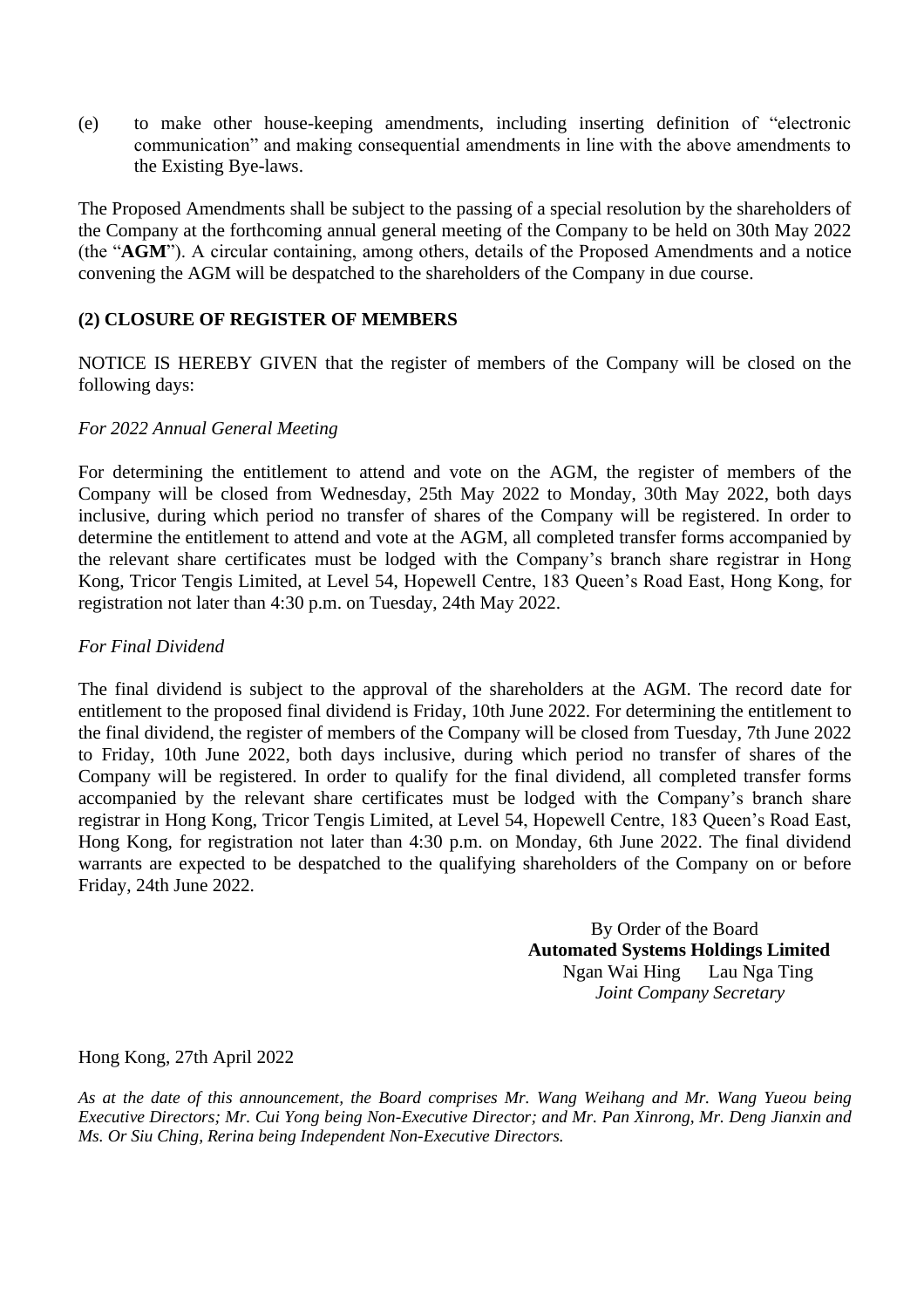(e) to make other house-keeping amendments, including inserting definition of "electronic communication" and making consequential amendments in line with the above amendments to the Existing Bye-laws.

The Proposed Amendments shall be subject to the passing of a special resolution by the shareholders of the Company at the forthcoming annual general meeting of the Company to be held on 30th May 2022 (the "**AGM**"). A circular containing, among others, details of the Proposed Amendments and a notice convening the AGM will be despatched to the shareholders of the Company in due course.

## (2) CLOSURE OF REGISTER OF MEMBERS

NOTICE IS HEREBY GIVEN that the register of members of the Company will be closed on the following days:

*For 2022 Annual General Meeting*

For determining the entitlement to attend and vote on the AGM, the register of members of the Company will be closed from Wednesday, 25th May 2022 to Monday, 30th May 2022, both days inclusive, during which period no transfer of shares of the Company will be registered. In order to determine the entitlement to attend and vote at the AGM, all completed transfer forms accompanied by the relevant share certificates must be lodged with the Company's branch share registrar in Hong Kong, Tricor Tengis Limited, at Level 54, Hopewell Centre, 183 Queen's Road East, Hong Kong, for registration not later than 4:30 p.m. on Tuesday, 24th May 2022.

*For Final Dividend*

The final dividend is subject to the approval of the shareholders at the AGM. The record date for entitlement to the proposed final dividend is Friday, 10th June 2022. For determining the entitlement to the final dividend, the register of members of the Company will be closed from Tuesday, 7th June 2022 to Friday, 10th June 2022, both days inclusive, during which period no transfer of shares of the Company will be registered. In order to qualify for the final dividend, all completed transfer forms accompanied by the relevant share certificates must be lodged with the Company's branch share registrar in Hong Kong, Tricor Tengis Limited, at Level 54, Hopewell Centre, 183 Queen's Road East, Hong Kong, for registration not later than 4:30 p.m. on Monday, 6th June 2022. The final dividend warrants are expected to be despatched to the qualifying shareholders of the Company on or before Friday, 24th June 2022.

By Order of the Board
**Automated Systems Holdings Limited**
Ngan Wai Hing Lau Nga Ting
*Joint Company Secretary*

Hong Kong, 27th April 2022

*As at the date of this announcement, the Board comprises Mr. Wang Weihang and Mr. Wang Yueou being Executive Directors; Mr. Cui Yong being Non-Executive Director; and Mr. Pan Xinrong, Mr. Deng Jianxin and Ms. Or Siu Ching, Rerina being Independent Non-Executive Directors.*